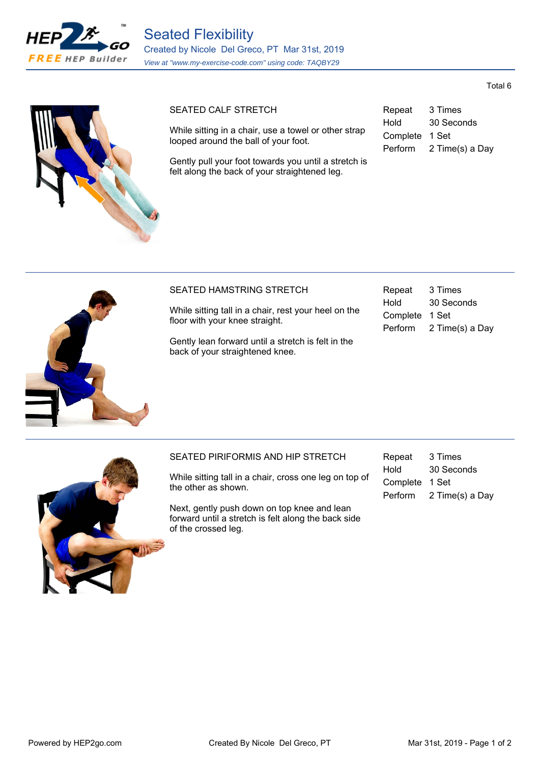# Seated Flexibility

Created by Nicole Del Greco, PT Mar 31st, 2019

*View at "www.my-exercise-code.com" using code: TAQBY29*

Total 6

---

## SEATED CALF STRETCH

While sitting in a chair, use a towel or other strap looped around the ball of your foot.

Gently pull your foot towards you until a stretch is felt along the back of your straightened leg.

| | |
|---|---|
| Repeat | 3 Times |
| Hold | 30 Seconds |
| Complete | 1 Set |
| Perform | 2 Time(s) a Day |

---

## SEATED HAMSTRING STRETCH

While sitting tall in a chair, rest your heel on the floor with your knee straight.

Gently lean forward until a stretch is felt in the back of your straightened knee.

| | |
|---|---|
| Repeat | 3 Times |
| Hold | 30 Seconds |
| Complete | 1 Set |
| Perform | 2 Time(s) a Day |

---

## SEATED PIRIFORMIS AND HIP STRETCH

While sitting tall in a chair, cross one leg on top of the other as shown.

Next, gently push down on top knee and lean forward until a stretch is felt along the back side of the crossed leg.

| | |
|---|---|
| Repeat | 3 Times |
| Hold | 30 Seconds |
| Complete | 1 Set |
| Perform | 2 Time(s) a Day |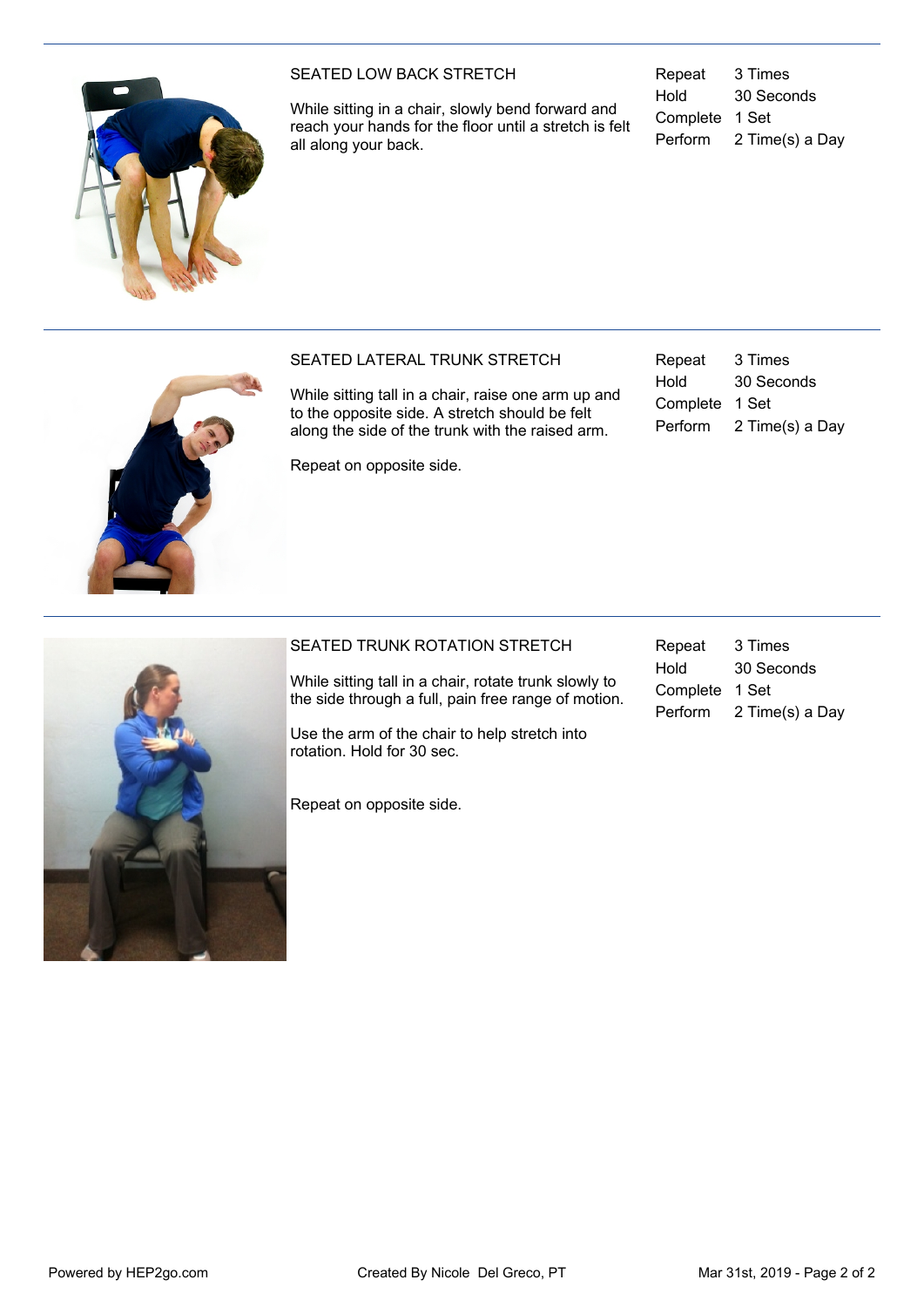## SEATED LOW BACK STRETCH

While sitting in a chair, slowly bend forward and reach your hands for the floor until a stretch is felt all along your back.

| | |
|---|---|
| Repeat | 3 Times |
| Hold | 30 Seconds |
| Complete | 1 Set |
| Perform | 2 Time(s) a Day |

## SEATED LATERAL TRUNK STRETCH

While sitting tall in a chair, raise one arm up and to the opposite side. A stretch should be felt along the side of the trunk with the raised arm.

Repeat on opposite side.

| | |
|---|---|
| Repeat | 3 Times |
| Hold | 30 Seconds |
| Complete | 1 Set |
| Perform | 2 Time(s) a Day |

## SEATED TRUNK ROTATION STRETCH

While sitting tall in a chair, rotate trunk slowly to the side through a full, pain free range of motion.

Use the arm of the chair to help stretch into rotation. Hold for 30 sec.

Repeat on opposite side.

| | |
|---|---|
| Repeat | 3 Times |
| Hold | 30 Seconds |
| Complete | 1 Set |
| Perform | 2 Time(s) a Day |

Powered by HEP2go.com

Created By Nicole Del Greco, PT

Mar 31st, 2019